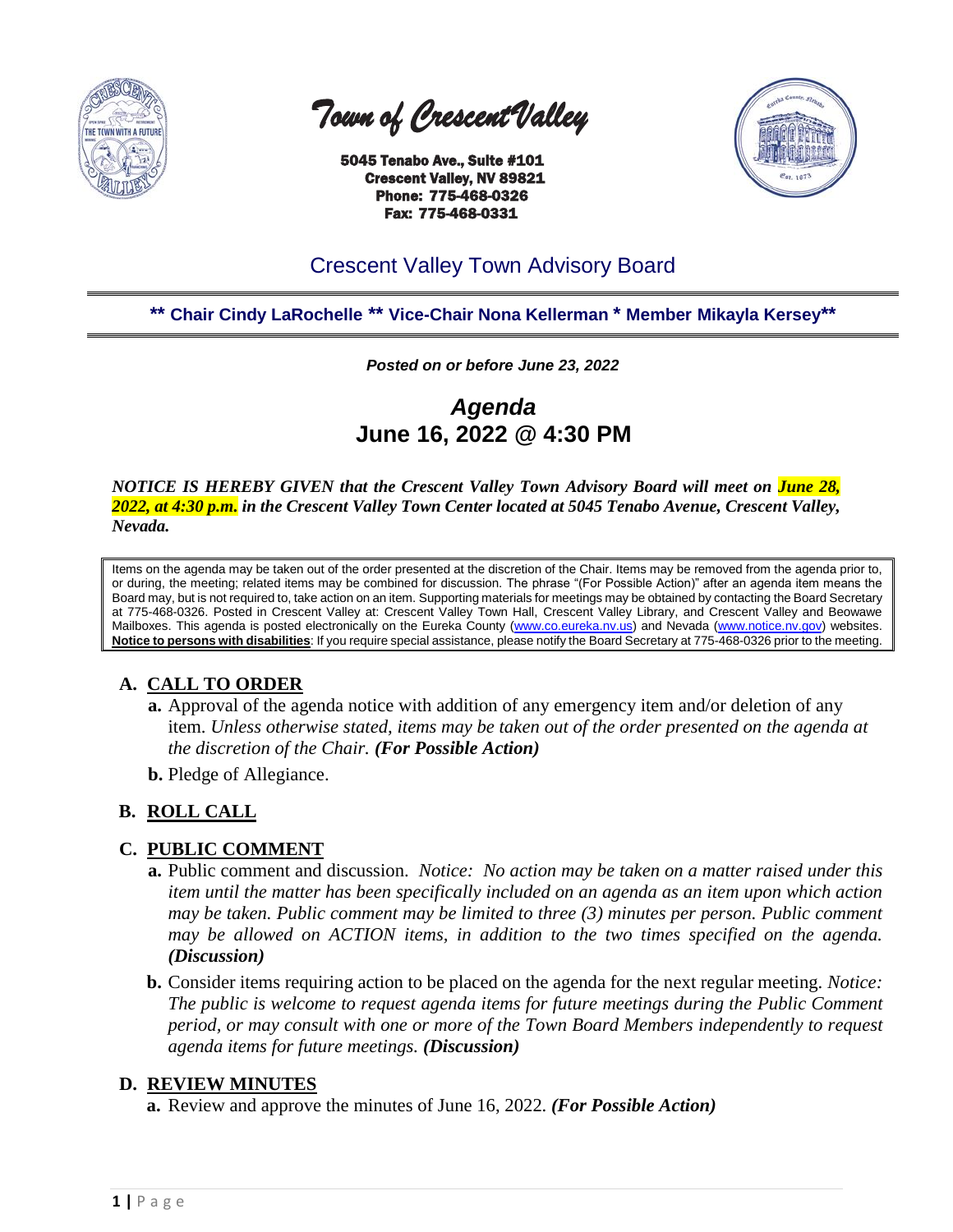# *Town of Crescent Valley*

**5045 Tenabo Ave., Suite #101**
**Crescent Valley, NV 89821**
**Phone: 775-468-0326**
**Fax: 775-468-0331**

## Crescent Valley Town Advisory Board

**\*\* Chair Cindy LaRochelle \*\* Vice-Chair Nona Kellerman \* Member Mikayla Kersey\*\***

***Posted on or before June 23, 2022***

# *Agenda*
# June 16, 2022 @ 4:30 PM

***NOTICE IS HEREBY GIVEN that the Crescent Valley Town Advisory Board will meet on June 28, 2022, at 4:30 p.m. in the Crescent Valley Town Center located at 5045 Tenabo Avenue, Crescent Valley, Nevada.***

Items on the agenda may be taken out of the order presented at the discretion of the Chair. Items may be removed from the agenda prior to, or during, the meeting; related items may be combined for discussion. The phrase "(For Possible Action)" after an agenda item means the Board may, but is not required to, take action on an item. Supporting materials for meetings may be obtained by contacting the Board Secretary at 775-468-0326. Posted in Crescent Valley at: Crescent Valley Town Hall, Crescent Valley Library, and Crescent Valley and Beowawe Mailboxes. This agenda is posted electronically on the Eureka County (www.co.eureka.nv.us) and Nevada (www.notice.nv.gov) websites. **Notice to persons with disabilities**: If you require special assistance, please notify the Board Secretary at 775-468-0326 prior to the meeting.

## A. CALL TO ORDER

**a.** Approval of the agenda notice with addition of any emergency item and/or deletion of any item. *Unless otherwise stated, items may be taken out of the order presented on the agenda at the discretion of the Chair. **(For Possible Action)***

**b.** Pledge of Allegiance.

## B. ROLL CALL

## C. PUBLIC COMMENT

**a.** Public comment and discussion. *Notice: No action may be taken on a matter raised under this item until the matter has been specifically included on an agenda as an item upon which action may be taken. Public comment may be limited to three (3) minutes per person. Public comment may be allowed on ACTION items, in addition to the two times specified on the agenda. **(Discussion)***

**b.** Consider items requiring action to be placed on the agenda for the next regular meeting. *Notice: The public is welcome to request agenda items for future meetings during the Public Comment period, or may consult with one or more of the Town Board Members independently to request agenda items for future meetings. **(Discussion)***

## D. REVIEW MINUTES

**a.** Review and approve the minutes of June 16, 2022. ***(For Possible Action)***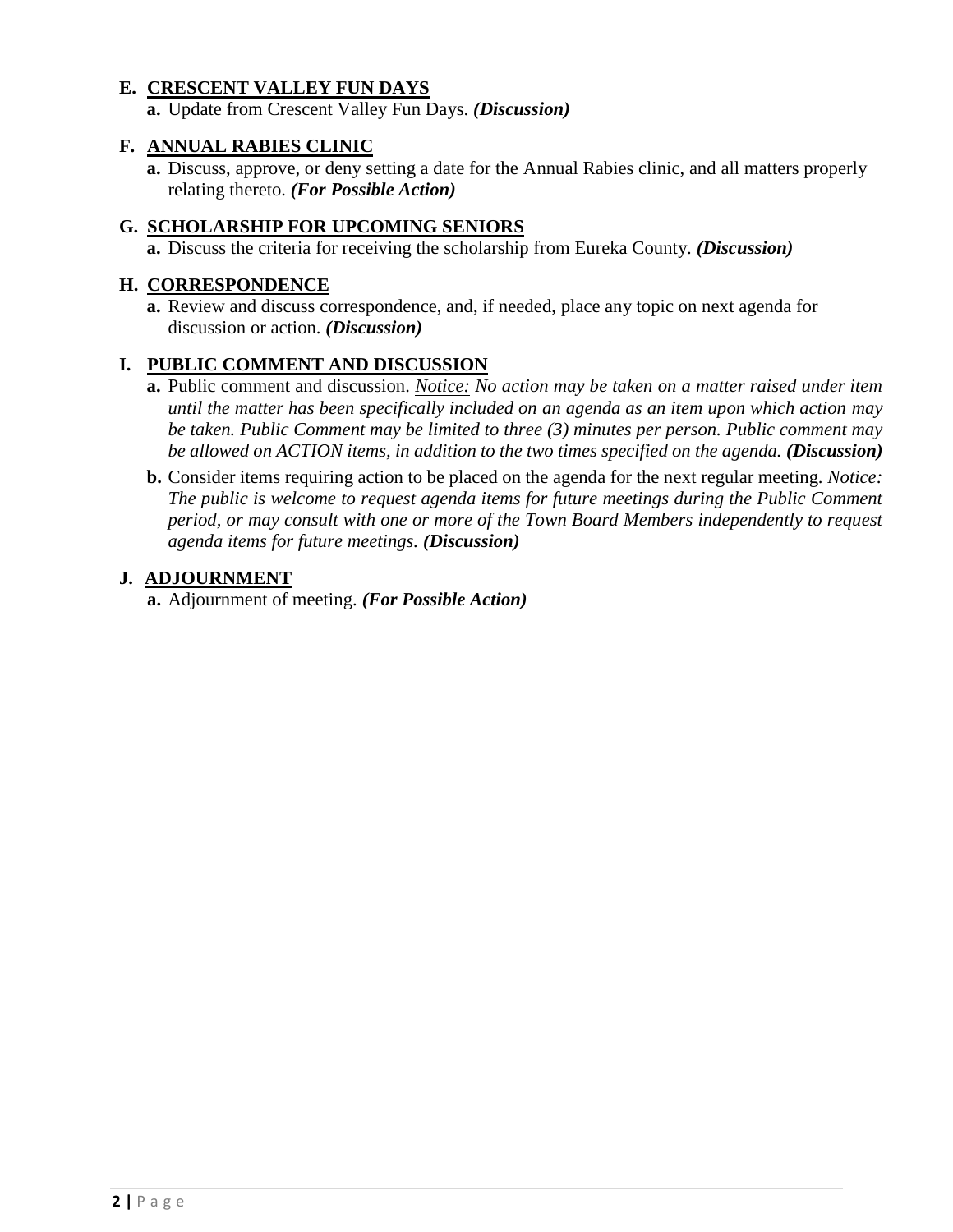**E. CRESCENT VALLEY FUN DAYS**

**a.** Update from Crescent Valley Fun Days. ***(Discussion)***

**F. ANNUAL RABIES CLINIC**

**a.** Discuss, approve, or deny setting a date for the Annual Rabies clinic, and all matters properly relating thereto. ***(For Possible Action)***

**G. SCHOLARSHIP FOR UPCOMING SENIORS**

**a.** Discuss the criteria for receiving the scholarship from Eureka County. ***(Discussion)***

**H. CORRESPONDENCE**

**a.** Review and discuss correspondence, and, if needed, place any topic on next agenda for discussion or action. ***(Discussion)***

**I. PUBLIC COMMENT AND DISCUSSION**

**a.** Public comment and discussion. *Notice: No action may be taken on a matter raised under item until the matter has been specifically included on an agenda as an item upon which action may be taken. Public Comment may be limited to three (3) minutes per person. Public comment may be allowed on ACTION items, in addition to the two times specified on the agenda.* ***(Discussion)***

**b.** Consider items requiring action to be placed on the agenda for the next regular meeting. *Notice: The public is welcome to request agenda items for future meetings during the Public Comment period, or may consult with one or more of the Town Board Members independently to request agenda items for future meetings.* ***(Discussion)***

**J. ADJOURNMENT**

**a.** Adjournment of meeting. ***(For Possible Action)***